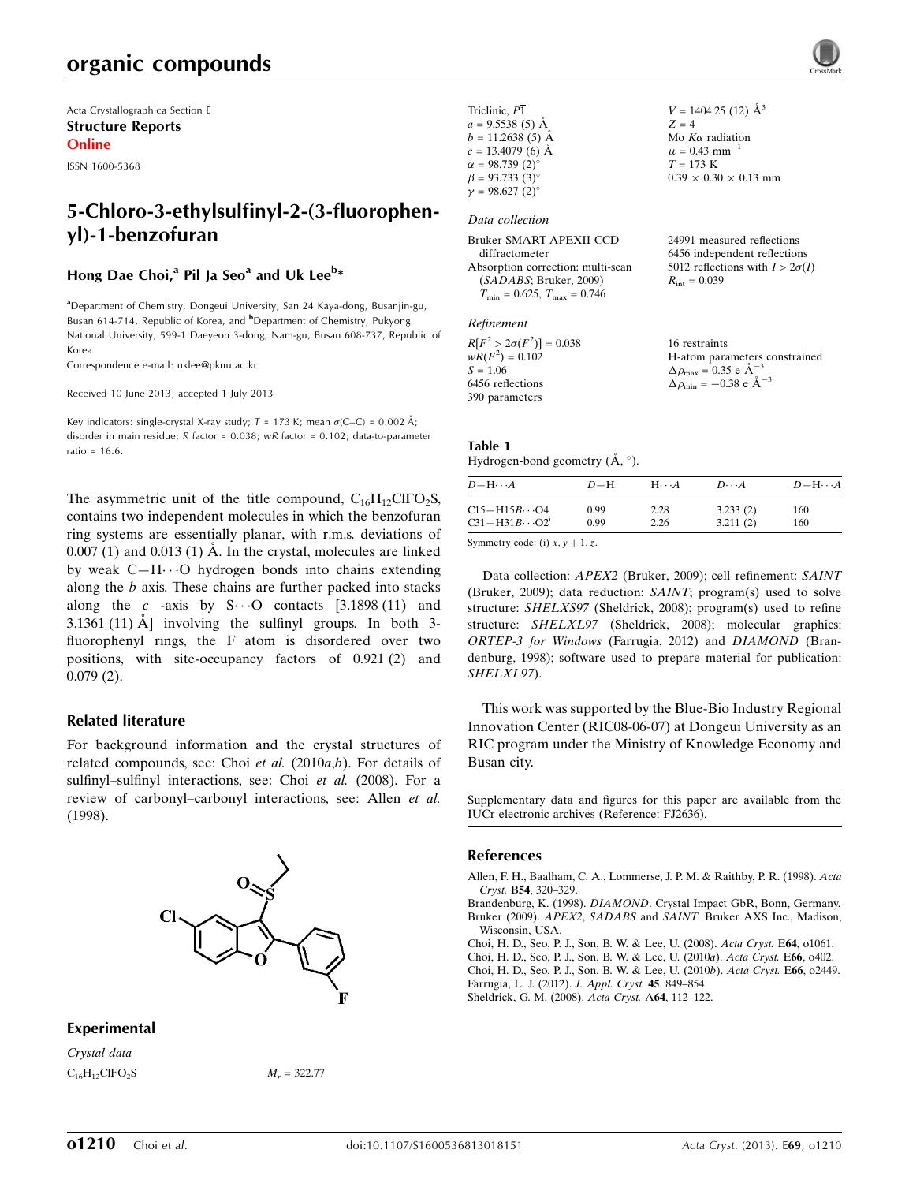Acta Crystallographica Section E

**Structure Reports**

**Online**

ISSN 1600-5368

# 5-Chloro-3-ethylsulfinyl-2-(3-fluorophenyl)-1-benzofuran

**Hong Dae Choi,[a] Pil Ja Seo[a] and Uk Lee[b]***

[a]Department of Chemistry, Dongeui University, San 24 Kaya-dong, Busanjin-gu, Busan 614-714, Republic of Korea, and [b]Department of Chemistry, Pukyong National University, 599-1 Daeyeon 3-dong, Nam-gu, Busan 608-737, Republic of Korea

Correspondence e-mail: uklee@pknu.ac.kr

Received 10 June 2013; accepted 1 July 2013

Key indicators: single-crystal X-ray study; $T = 173$ K; mean $\sigma$(C–C) = 0.002 Å; disorder in main residue; $R$ factor = 0.038; $wR$ factor = 0.102; data-to-parameter ratio = 16.6.

The asymmetric unit of the title compound, $C_{16}H_{12}ClFO_2S$, contains two independent molecules in which the benzofuran ring systems are essentially planar, with r.m.s. deviations of 0.007 (1) and 0.013 (1) Å. In the crystal, molecules are linked by weak C—H⋯O hydrogen bonds into chains extending along the $b$ axis. These chains are further packed into stacks along the $c$ -axis by S⋯O contacts [3.1898 (11) and 3.1361 (11) Å] involving the sulfinyl groups. In both 3-fluorophenyl rings, the F atom is disordered over two positions, with site-occupancy factors of 0.921 (2) and 0.079 (2).

## Related literature

For background information and the crystal structures of related compounds, see: Choi *et al.* (2010*a*,*b*). For details of sulfinyl–sulfinyl interactions, see: Choi *et al.* (2008). For a review of carbonyl–carbonyl interactions, see: Allen *et al.* (1998).

## Experimental

### Crystal data

$C_{16}H_{12}ClFO_2S$

$M_r = 322.77$

Triclinic, $P\bar{1}$

$a = 9.5538$ (5) Å

$b = 11.2638$ (5) Å

$c = 13.4079$ (6) Å

$\alpha = 98.739$ (2)°

$\beta = 93.733$ (3)°

$\gamma = 98.627$ (2)°

$V = 1404.25$ (12) Å$^3$

$Z = 4$

Mo $K\alpha$ radiation

$\mu = 0.43$ mm$^{-1}$

$T = 173$ K

$0.39 \times 0.30 \times 0.13$ mm

### Data collection

Bruker SMART APEXII CCD diffractometer

Absorption correction: multi-scan (*SADABS*; Bruker, 2009)

$T_{min} = 0.625$, $T_{max} = 0.746$

24991 measured reflections

6456 independent reflections

5012 reflections with $I > 2\sigma(I)$

$R_{int} = 0.039$

### Refinement

$R[F^2 > 2\sigma(F^2)] = 0.038$

$wR(F^2) = 0.102$

$S = 1.06$

6456 reflections

390 parameters

16 restraints

H-atom parameters constrained

$\Delta\rho_{max} = 0.35$ e Å$^{-3}$

$\Delta\rho_{min} = -0.38$ e Å$^{-3}$

**Table 1**

Hydrogen-bond geometry (Å, °).

| $D$—H⋯$A$ | $D$—H | H⋯$A$ | $D$⋯$A$ | $D$—H⋯$A$ |
|---|---|---|---|---|
| C15—H15$B$⋯O4 | 0.99 | 2.28 | 3.233 (2) | 160 |
| C31—H31$B$⋯O2$^{i}$ | 0.99 | 2.26 | 3.211 (2) | 160 |

Symmetry code: (i) $x, y + 1, z$.

Data collection: *APEX2* (Bruker, 2009); cell refinement: *SAINT* (Bruker, 2009); data reduction: *SAINT*; program(s) used to solve structure: *SHELXS97* (Sheldrick, 2008); program(s) used to refine structure: *SHELXL97* (Sheldrick, 2008); molecular graphics: *ORTEP-3 for Windows* (Farrugia, 2012) and *DIAMOND* (Brandenburg, 1998); software used to prepare material for publication: *SHELXL97*).

This work was supported by the Blue-Bio Industry Regional Innovation Center (RIC08-06-07) at Dongeui University as an RIC program under the Ministry of Knowledge Economy and Busan city.

Supplementary data and figures for this paper are available from the IUCr electronic archives (Reference: FJ2636).

## References

Allen, F. H., Baalham, C. A., Lommerse, J. P. M. & Raithby, P. R. (1998). *Acta Cryst.* B**54**, 320–329.

Brandenburg, K. (1998). *DIAMOND*. Crystal Impact GbR, Bonn, Germany.

Bruker (2009). *APEX2*, *SADABS* and *SAINT*. Bruker AXS Inc., Madison, Wisconsin, USA.

Choi, H. D., Seo, P. J., Son, B. W. & Lee, U. (2008). *Acta Cryst.* E**64**, o1061.

Choi, H. D., Seo, P. J., Son, B. W. & Lee, U. (2010*a*). *Acta Cryst.* E**66**, o402.

Choi, H. D., Seo, P. J., Son, B. W. & Lee, U. (2010*b*). *Acta Cryst.* E**66**, o2449.

Farrugia, L. J. (2012). *J. Appl. Cryst.* **45**, 849–854.

Sheldrick, G. M. (2008). *Acta Cryst.* A**64**, 112–122.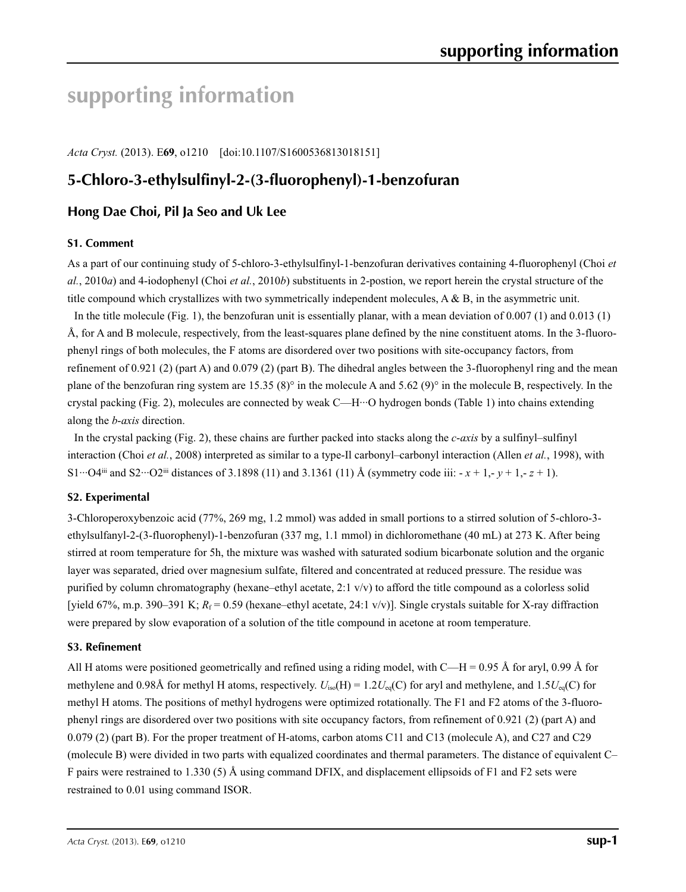# supporting information

*Acta Cryst.* (2013). E**69**, o1210 [doi:10.1107/S1600536813018151]

## 5-Chloro-3-ethylsulfinyl-2-(3-fluorophenyl)-1-benzofuran

### Hong Dae Choi, Pil Ja Seo and Uk Lee

#### S1. Comment

As a part of our continuing study of 5-chloro-3-ethylsulfinyl-1-benzofuran derivatives containing 4-fluorophenyl (Choi *et al.*, 2010*a*) and 4-iodophenyl (Choi *et al.*, 2010*b*) substituents in 2-postion, we report herein the crystal structure of the title compound which crystallizes with two symmetrically independent molecules, A & B, in the asymmetric unit.

In the title molecule (Fig. 1), the benzofuran unit is essentially planar, with a mean deviation of 0.007 (1) and 0.013 (1) Å, for A and B molecule, respectively, from the least-squares plane defined by the nine constituent atoms. In the 3-fluorophenyl rings of both molecules, the F atoms are disordered over two positions with site-occupancy factors, from refinement of 0.921 (2) (part A) and 0.079 (2) (part B). The dihedral angles between the 3-fluorophenyl ring and the mean plane of the benzofuran ring system are 15.35 (8)° in the molecule A and 5.62 (9)° in the molecule B, respectively. In the crystal packing (Fig. 2), molecules are connected by weak C—H···O hydrogen bonds (Table 1) into chains extending along the *b-axis* direction.

In the crystal packing (Fig. 2), these chains are further packed into stacks along the *c-axis* by a sulfinyl–sulfinyl interaction (Choi *et al.*, 2008) interpreted as similar to a type-II carbonyl–carbonyl interaction (Allen *et al.*, 1998), with S1···O4[iii] and S2···O2[iii] distances of 3.1898 (11) and 3.1361 (11) Å (symmetry code iii: $-x+1, -y+1, -z+1$).

#### S2. Experimental

3-Chloroperoxybenzoic acid (77%, 269 mg, 1.2 mmol) was added in small portions to a stirred solution of 5-chloro-3-ethylsulfanyl-2-(3-fluorophenyl)-1-benzofuran (337 mg, 1.1 mmol) in dichloromethane (40 mL) at 273 K. After being stirred at room temperature for 5h, the mixture was washed with saturated sodium bicarbonate solution and the organic layer was separated, dried over magnesium sulfate, filtered and concentrated at reduced pressure. The residue was purified by column chromatography (hexane–ethyl acetate, 2:1 v/v) to afford the title compound as a colorless solid [yield 67%, m.p. 390–391 K; $R_f$ = 0.59 (hexane–ethyl acetate, 24:1 v/v)]. Single crystals suitable for X-ray diffraction were prepared by slow evaporation of a solution of the title compound in acetone at room temperature.

#### S3. Refinement

All H atoms were positioned geometrically and refined using a riding model, with C—H = 0.95 Å for aryl, 0.99 Å for methylene and 0.98Å for methyl H atoms, respectively. $U_{iso}$(H) = 1.2$U_{eq}$(C) for aryl and methylene, and 1.5$U_{eq}$(C) for methyl H atoms. The positions of methyl hydrogens were optimized rotationally. The F1 and F2 atoms of the 3-fluorophenyl rings are disordered over two positions with site occupancy factors, from refinement of 0.921 (2) (part A) and 0.079 (2) (part B). For the proper treatment of H-atoms, carbon atoms C11 and C13 (molecule A), and C27 and C29 (molecule B) were divided in two parts with equalized coordinates and thermal parameters. The distance of equivalent C–F pairs were restrained to 1.330 (5) Å using command DFIX, and displacement ellipsoids of F1 and F2 sets were restrained to 0.01 using command ISOR.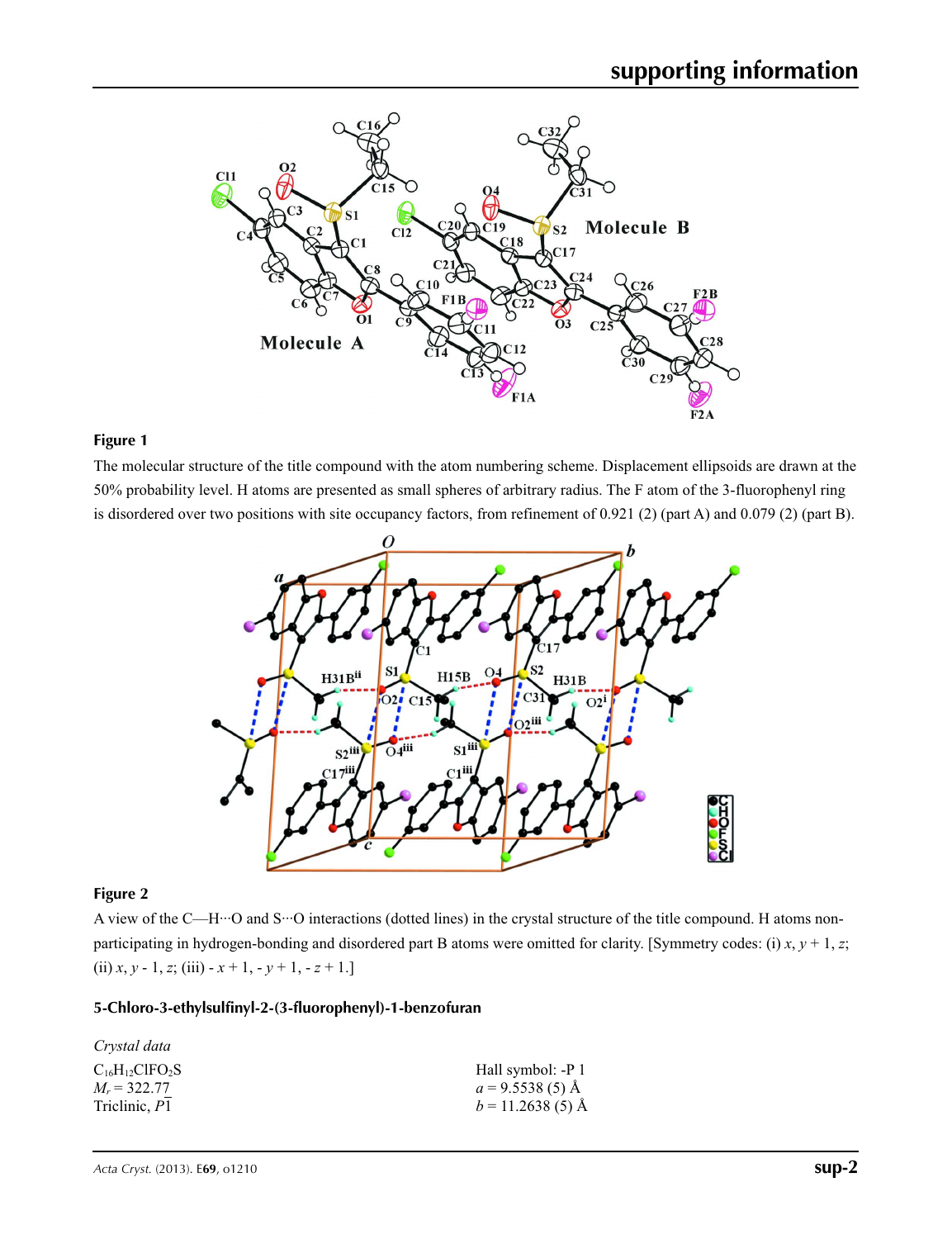**Figure 1**

The molecular structure of the title compound with the atom numbering scheme. Displacement ellipsoids are drawn at the 50% probability level. H atoms are presented as small spheres of arbitrary radius. The F atom of the 3-fluorophenyl ring is disordered over two positions with site occupancy factors, from refinement of 0.921 (2) (part A) and 0.079 (2) (part B).

**Figure 2**

A view of the C—H···O and S···O interactions (dotted lines) in the crystal structure of the title compound. H atoms non-participating in hydrogen-bonding and disordered part B atoms were omitted for clarity. [Symmetry codes: (i) *x*, *y* + 1, *z*; (ii) *x*, *y* - 1, *z*; (iii) - *x* + 1, - *y* + 1, - *z* + 1.]

### 5-Chloro-3-ethylsulfinyl-2-(3-fluorophenyl)-1-benzofuran

*Crystal data*

$C_{16}H_{12}ClFO_2S$
$M_r = 322.77$
Triclinic, $P\overline{1}$
Hall symbol: -P 1
*a* = 9.5538 (5) Å
*b* = 11.2638 (5) Å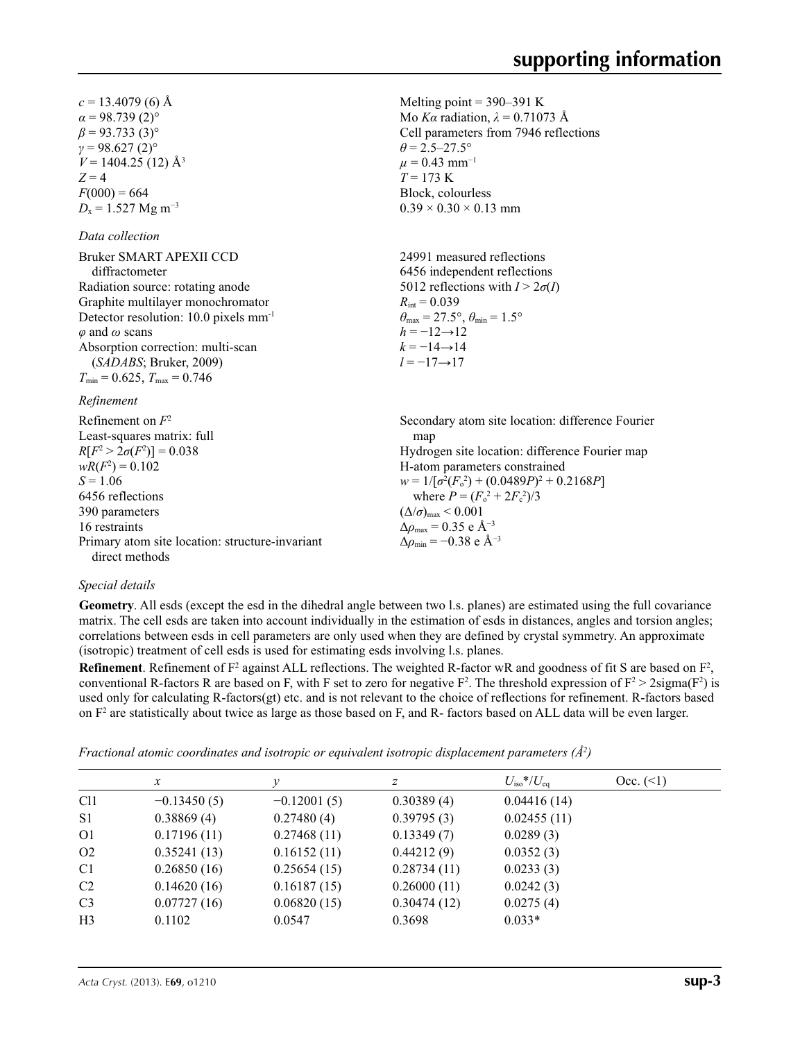$c$ = 13.4079 (6) Å
$\alpha$ = 98.739 (2)°
$\beta$ = 93.733 (3)°
$\gamma$ = 98.627 (2)°
$V$ = 1404.25 (12) Å$^3$
$Z$ = 4
$F$(000) = 664
$D_x$ = 1.527 Mg m$^{-3}$
Melting point = 390–391 K
Mo $K\alpha$ radiation, $\lambda$ = 0.71073 Å
Cell parameters from 7946 reflections
$\theta$ = 2.5–27.5°
$\mu$ = 0.43 mm$^{-1}$
$T$ = 173 K
Block, colourless
0.39 × 0.30 × 0.13 mm

*Data collection*

Bruker SMART APEXII CCD diffractometer
Radiation source: rotating anode
Graphite multilayer monochromator
Detector resolution: 10.0 pixels mm$^{-1}$
$\varphi$ and $\omega$ scans
Absorption correction: multi-scan (*SADABS*; Bruker, 2009)
$T_{min}$ = 0.625, $T_{max}$ = 0.746
24991 measured reflections
6456 independent reflections
5012 reflections with $I > 2\sigma(I)$
$R_{int}$ = 0.039
$\theta_{max}$ = 27.5°, $\theta_{min}$ = 1.5°
$h$ = −12→12
$k$ = −14→14
$l$ = −17→17

*Refinement*

Refinement on $F^2$
Least-squares matrix: full
$R[F^2 > 2\sigma(F^2)]$ = 0.038
$wR(F^2)$ = 0.102
$S$ = 1.06
6456 reflections
390 parameters
16 restraints
Primary atom site location: structure-invariant direct methods
Secondary atom site location: difference Fourier map
Hydrogen site location: difference Fourier map
H-atom parameters constrained
$w = 1/[\sigma^2(F_o^2) + (0.0489P)^2 + 0.2168P]$ where $P = (F_o^2 + 2F_c^2)/3$
$(\Delta/\sigma)_{max}$ < 0.001
$\Delta\rho_{max}$ = 0.35 e Å$^{-3}$
$\Delta\rho_{min}$ = −0.38 e Å$^{-3}$

*Special details*

**Geometry**. All esds (except the esd in the dihedral angle between two l.s. planes) are estimated using the full covariance matrix. The cell esds are taken into account individually in the estimation of esds in distances, angles and torsion angles; correlations between esds in cell parameters are only used when they are defined by crystal symmetry. An approximate (isotropic) treatment of cell esds is used for estimating esds involving l.s. planes.

**Refinement**. Refinement of F$^2$ against ALL reflections. The weighted R-factor wR and goodness of fit S are based on F$^2$, conventional R-factors R are based on F, with F set to zero for negative F$^2$. The threshold expression of F$^2$ > 2sigma(F$^2$) is used only for calculating R-factors(gt) etc. and is not relevant to the choice of reflections for refinement. R-factors based on F$^2$ are statistically about twice as large as those based on F, and R- factors based on ALL data will be even larger.

*Fractional atomic coordinates and isotropic or equivalent isotropic displacement parameters (Å$^2$)*

| | $x$ | $y$ | $z$ | $U_{iso}$*/$U_{eq}$ | Occ. (<1) |
|---|---|---|---|---|---|
| Cl1 | −0.13450 (5) | −0.12001 (5) | 0.30389 (4) | 0.04416 (14) | |
| S1 | 0.38869 (4) | 0.27480 (4) | 0.39795 (3) | 0.02455 (11) | |
| O1 | 0.17196 (11) | 0.27468 (11) | 0.13349 (7) | 0.0289 (3) | |
| O2 | 0.35241 (13) | 0.16152 (11) | 0.44212 (9) | 0.0352 (3) | |
| C1 | 0.26850 (16) | 0.25654 (15) | 0.28734 (11) | 0.0233 (3) | |
| C2 | 0.14620 (16) | 0.16187 (15) | 0.26000 (11) | 0.0242 (3) | |
| C3 | 0.07727 (16) | 0.06820 (15) | 0.30474 (12) | 0.0275 (4) | |
| H3 | 0.1102 | 0.0547 | 0.3698 | 0.033* | |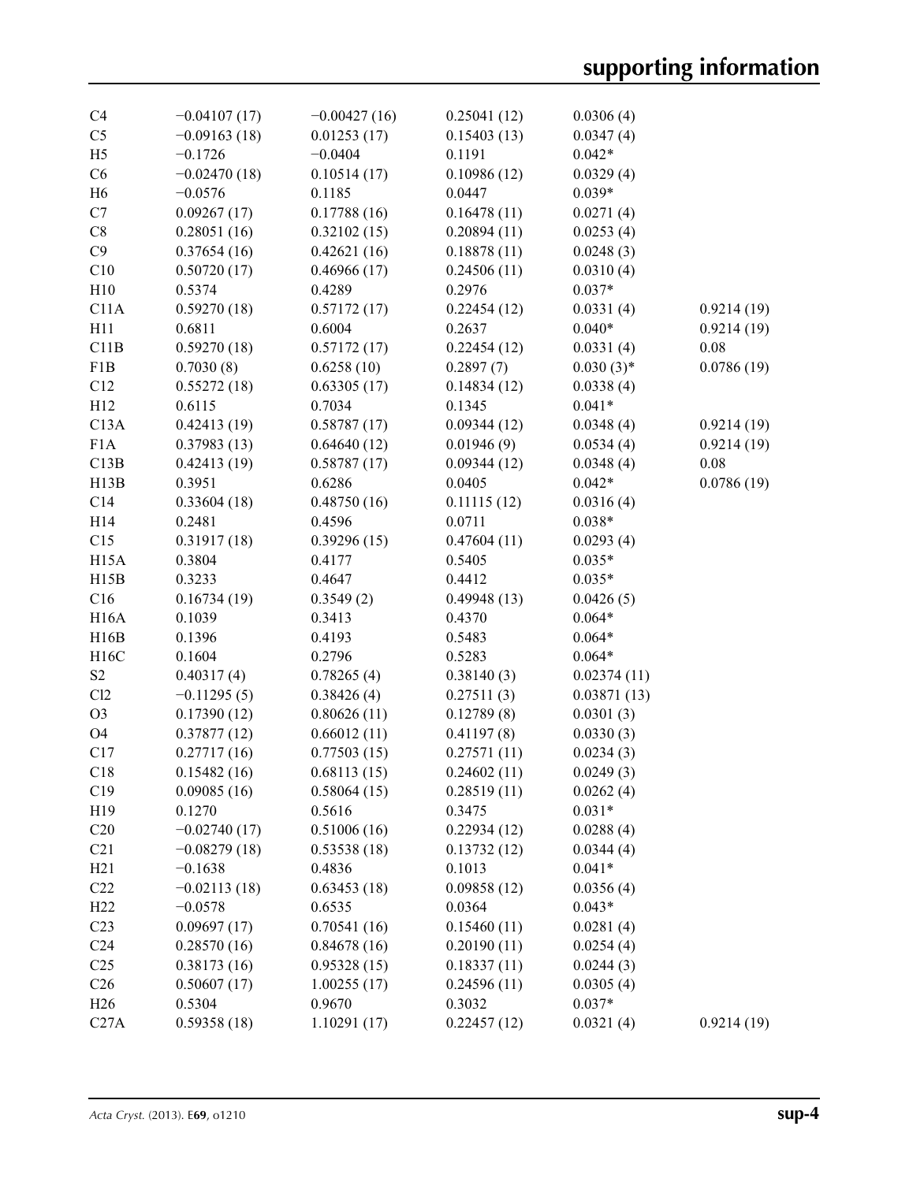| | | | | | |
|---|---|---|---|---|---|
| C4 | −0.04107 (17) | −0.00427 (16) | 0.25041 (12) | 0.0306 (4) | |
| C5 | −0.09163 (18) | 0.01253 (17) | 0.15403 (13) | 0.0347 (4) | |
| H5 | −0.1726 | −0.0404 | 0.1191 | 0.042* | |
| C6 | −0.02470 (18) | 0.10514 (17) | 0.10986 (12) | 0.0329 (4) | |
| H6 | −0.0576 | 0.1185 | 0.0447 | 0.039* | |
| C7 | 0.09267 (17) | 0.17788 (16) | 0.16478 (11) | 0.0271 (4) | |
| C8 | 0.28051 (16) | 0.32102 (15) | 0.20894 (11) | 0.0253 (4) | |
| C9 | 0.37654 (16) | 0.42621 (16) | 0.18878 (11) | 0.0248 (3) | |
| C10 | 0.50720 (17) | 0.46966 (17) | 0.24506 (11) | 0.0310 (4) | |
| H10 | 0.5374 | 0.4289 | 0.2976 | 0.037* | |
| C11A | 0.59270 (18) | 0.57172 (17) | 0.22454 (12) | 0.0331 (4) | 0.9214 (19) |
| H11 | 0.6811 | 0.6004 | 0.2637 | 0.040* | 0.9214 (19) |
| C11B | 0.59270 (18) | 0.57172 (17) | 0.22454 (12) | 0.0331 (4) | 0.08 |
| F1B | 0.7030 (8) | 0.6258 (10) | 0.2897 (7) | 0.030 (3)* | 0.0786 (19) |
| C12 | 0.55272 (18) | 0.63305 (17) | 0.14834 (12) | 0.0338 (4) | |
| H12 | 0.6115 | 0.7034 | 0.1345 | 0.041* | |
| C13A | 0.42413 (19) | 0.58787 (17) | 0.09344 (12) | 0.0348 (4) | 0.9214 (19) |
| F1A | 0.37983 (13) | 0.64640 (12) | 0.01946 (9) | 0.0534 (4) | 0.9214 (19) |
| C13B | 0.42413 (19) | 0.58787 (17) | 0.09344 (12) | 0.0348 (4) | 0.08 |
| H13B | 0.3951 | 0.6286 | 0.0405 | 0.042* | 0.0786 (19) |
| C14 | 0.33604 (18) | 0.48750 (16) | 0.11115 (12) | 0.0316 (4) | |
| H14 | 0.2481 | 0.4596 | 0.0711 | 0.038* | |
| C15 | 0.31917 (18) | 0.39296 (15) | 0.47604 (11) | 0.0293 (4) | |
| H15A | 0.3804 | 0.4177 | 0.5405 | 0.035* | |
| H15B | 0.3233 | 0.4647 | 0.4412 | 0.035* | |
| C16 | 0.16734 (19) | 0.3549 (2) | 0.49948 (13) | 0.0426 (5) | |
| H16A | 0.1039 | 0.3413 | 0.4370 | 0.064* | |
| H16B | 0.1396 | 0.4193 | 0.5483 | 0.064* | |
| H16C | 0.1604 | 0.2796 | 0.5283 | 0.064* | |
| S2 | 0.40317 (4) | 0.78265 (4) | 0.38140 (3) | 0.02374 (11) | |
| Cl2 | −0.11295 (5) | 0.38426 (4) | 0.27511 (3) | 0.03871 (13) | |
| O3 | 0.17390 (12) | 0.80626 (11) | 0.12789 (8) | 0.0301 (3) | |
| O4 | 0.37877 (12) | 0.66012 (11) | 0.41197 (8) | 0.0330 (3) | |
| C17 | 0.27717 (16) | 0.77503 (15) | 0.27571 (11) | 0.0234 (3) | |
| C18 | 0.15482 (16) | 0.68113 (15) | 0.24602 (11) | 0.0249 (3) | |
| C19 | 0.09085 (16) | 0.58064 (15) | 0.28519 (11) | 0.0262 (4) | |
| H19 | 0.1270 | 0.5616 | 0.3475 | 0.031* | |
| C20 | −0.02740 (17) | 0.51006 (16) | 0.22934 (12) | 0.0288 (4) | |
| C21 | −0.08279 (18) | 0.53538 (18) | 0.13732 (12) | 0.0344 (4) | |
| H21 | −0.1638 | 0.4836 | 0.1013 | 0.041* | |
| C22 | −0.02113 (18) | 0.63453 (18) | 0.09858 (12) | 0.0356 (4) | |
| H22 | −0.0578 | 0.6535 | 0.0364 | 0.043* | |
| C23 | 0.09697 (17) | 0.70541 (16) | 0.15460 (11) | 0.0281 (4) | |
| C24 | 0.28570 (16) | 0.84678 (16) | 0.20190 (11) | 0.0254 (4) | |
| C25 | 0.38173 (16) | 0.95328 (15) | 0.18337 (11) | 0.0244 (3) | |
| C26 | 0.50607 (17) | 1.00255 (17) | 0.24596 (11) | 0.0305 (4) | |
| H26 | 0.5304 | 0.9670 | 0.3032 | 0.037* | |
| C27A | 0.59358 (18) | 1.10291 (17) | 0.22457 (12) | 0.0321 (4) | 0.9214 (19) |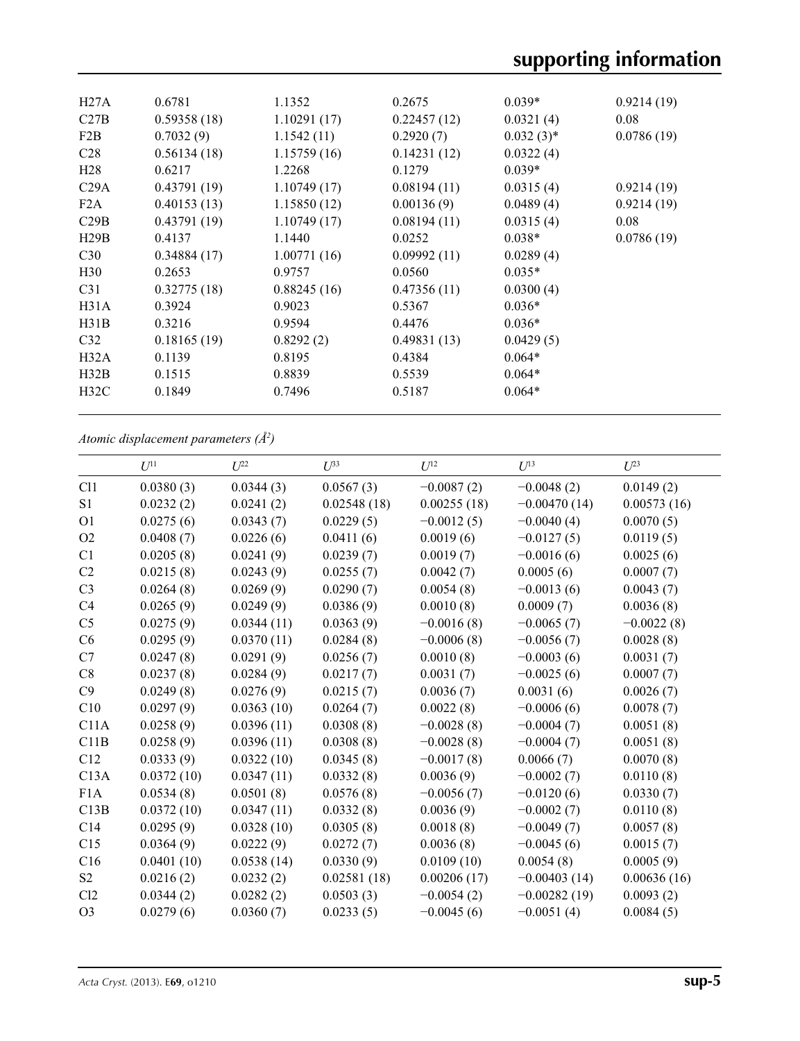| | | | | | |
|---|---|---|---|---|---|
| H27A | 0.6781 | 1.1352 | 0.2675 | 0.039* | 0.9214 (19) |
| C27B | 0.59358 (18) | 1.10291 (17) | 0.22457 (12) | 0.0321 (4) | 0.08 |
| F2B | 0.7032 (9) | 1.1542 (11) | 0.2920 (7) | 0.032 (3)* | 0.0786 (19) |
| C28 | 0.56134 (18) | 1.15759 (16) | 0.14231 (12) | 0.0322 (4) | |
| H28 | 0.6217 | 1.2268 | 0.1279 | 0.039* | |
| C29A | 0.43791 (19) | 1.10749 (17) | 0.08194 (11) | 0.0315 (4) | 0.9214 (19) |
| F2A | 0.40153 (13) | 1.15850 (12) | 0.00136 (9) | 0.0489 (4) | 0.9214 (19) |
| C29B | 0.43791 (19) | 1.10749 (17) | 0.08194 (11) | 0.0315 (4) | 0.08 |
| H29B | 0.4137 | 1.1440 | 0.0252 | 0.038* | 0.0786 (19) |
| C30 | 0.34884 (17) | 1.00771 (16) | 0.09992 (11) | 0.0289 (4) | |
| H30 | 0.2653 | 0.9757 | 0.0560 | 0.035* | |
| C31 | 0.32775 (18) | 0.88245 (16) | 0.47356 (11) | 0.0300 (4) | |
| H31A | 0.3924 | 0.9023 | 0.5367 | 0.036* | |
| H31B | 0.3216 | 0.9594 | 0.4476 | 0.036* | |
| C32 | 0.18165 (19) | 0.8292 (2) | 0.49831 (13) | 0.0429 (5) | |
| H32A | 0.1139 | 0.8195 | 0.4384 | 0.064* | |
| H32B | 0.1515 | 0.8839 | 0.5539 | 0.064* | |
| H32C | 0.1849 | 0.7496 | 0.5187 | 0.064* | |

*Atomic displacement parameters (Å²)*

| | $U^{11}$ | $U^{22}$ | $U^{33}$ | $U^{12}$ | $U^{13}$ | $U^{23}$ |
|---|---|---|---|---|---|---|
| Cl1 | 0.0380 (3) | 0.0344 (3) | 0.0567 (3) | −0.0087 (2) | −0.0048 (2) | 0.0149 (2) |
| S1 | 0.0232 (2) | 0.0241 (2) | 0.02548 (18) | 0.00255 (18) | −0.00470 (14) | 0.00573 (16) |
| O1 | 0.0275 (6) | 0.0343 (7) | 0.0229 (5) | −0.0012 (5) | −0.0040 (4) | 0.0070 (5) |
| O2 | 0.0408 (7) | 0.0226 (6) | 0.0411 (6) | 0.0019 (6) | −0.0127 (5) | 0.0119 (5) |
| C1 | 0.0205 (8) | 0.0241 (9) | 0.0239 (7) | 0.0019 (7) | −0.0016 (6) | 0.0025 (6) |
| C2 | 0.0215 (8) | 0.0243 (9) | 0.0255 (7) | 0.0042 (7) | 0.0005 (6) | 0.0007 (7) |
| C3 | 0.0264 (8) | 0.0269 (9) | 0.0290 (7) | 0.0054 (8) | −0.0013 (6) | 0.0043 (7) |
| C4 | 0.0265 (9) | 0.0249 (9) | 0.0386 (9) | 0.0010 (8) | 0.0009 (7) | 0.0036 (8) |
| C5 | 0.0275 (9) | 0.0344 (11) | 0.0363 (9) | −0.0016 (8) | −0.0065 (7) | −0.0022 (8) |
| C6 | 0.0295 (9) | 0.0370 (11) | 0.0284 (8) | −0.0006 (8) | −0.0056 (7) | 0.0028 (8) |
| C7 | 0.0247 (8) | 0.0291 (9) | 0.0256 (7) | 0.0010 (8) | −0.0003 (6) | 0.0031 (7) |
| C8 | 0.0237 (8) | 0.0284 (9) | 0.0217 (7) | 0.0031 (7) | −0.0025 (6) | 0.0007 (7) |
| C9 | 0.0249 (8) | 0.0276 (9) | 0.0215 (7) | 0.0036 (7) | 0.0031 (6) | 0.0026 (7) |
| C10 | 0.0297 (9) | 0.0363 (10) | 0.0264 (7) | 0.0022 (8) | −0.0006 (6) | 0.0078 (7) |
| C11A | 0.0258 (9) | 0.0396 (11) | 0.0308 (8) | −0.0028 (8) | −0.0004 (7) | 0.0051 (8) |
| C11B | 0.0258 (9) | 0.0396 (11) | 0.0308 (8) | −0.0028 (8) | −0.0004 (7) | 0.0051 (8) |
| C12 | 0.0333 (9) | 0.0322 (10) | 0.0345 (8) | −0.0017 (8) | 0.0066 (7) | 0.0070 (8) |
| C13A | 0.0372 (10) | 0.0347 (11) | 0.0332 (8) | 0.0036 (9) | −0.0002 (7) | 0.0110 (8) |
| F1A | 0.0534 (8) | 0.0501 (8) | 0.0576 (8) | −0.0056 (7) | −0.0120 (6) | 0.0330 (7) |
| C13B | 0.0372 (10) | 0.0347 (11) | 0.0332 (8) | 0.0036 (9) | −0.0002 (7) | 0.0110 (8) |
| C14 | 0.0295 (9) | 0.0328 (10) | 0.0305 (8) | 0.0018 (8) | −0.0049 (7) | 0.0057 (8) |
| C15 | 0.0364 (9) | 0.0222 (9) | 0.0272 (7) | 0.0036 (8) | −0.0045 (6) | 0.0015 (7) |
| C16 | 0.0401 (10) | 0.0538 (14) | 0.0330 (9) | 0.0109 (10) | 0.0054 (8) | 0.0005 (9) |
| S2 | 0.0216 (2) | 0.0232 (2) | 0.02581 (18) | 0.00206 (17) | −0.00403 (14) | 0.00636 (16) |
| Cl2 | 0.0344 (2) | 0.0282 (2) | 0.0503 (3) | −0.0054 (2) | −0.00282 (19) | 0.0093 (2) |
| O3 | 0.0279 (6) | 0.0360 (7) | 0.0233 (5) | −0.0045 (6) | −0.0051 (4) | 0.0084 (5) |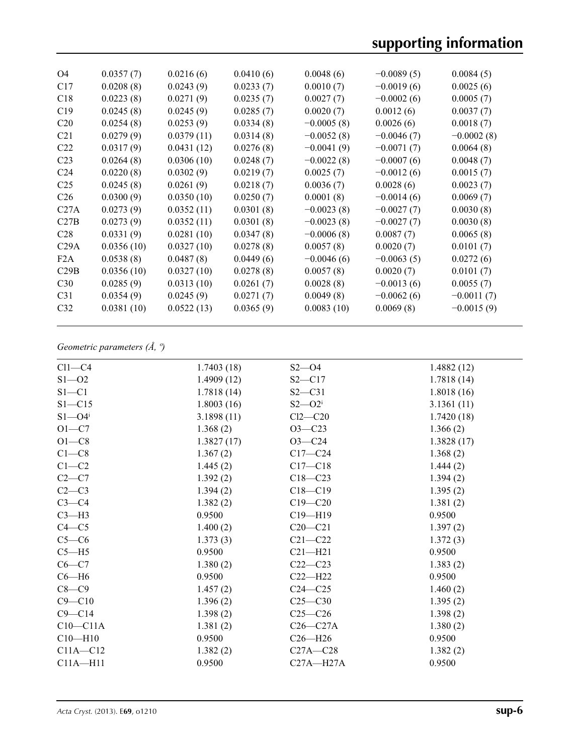| | | | | | | |
|---|---|---|---|---|---|---|
| O4 | 0.0357 (7) | 0.0216 (6) | 0.0410 (6) | 0.0048 (6) | −0.0089 (5) | 0.0084 (5) |
| C17 | 0.0208 (8) | 0.0243 (9) | 0.0233 (7) | 0.0010 (7) | −0.0019 (6) | 0.0025 (6) |
| C18 | 0.0223 (8) | 0.0271 (9) | 0.0235 (7) | 0.0027 (7) | −0.0002 (6) | 0.0005 (7) |
| C19 | 0.0245 (8) | 0.0245 (9) | 0.0285 (7) | 0.0020 (7) | 0.0012 (6) | 0.0037 (7) |
| C20 | 0.0254 (8) | 0.0253 (9) | 0.0334 (8) | −0.0005 (8) | 0.0026 (6) | 0.0018 (7) |
| C21 | 0.0279 (9) | 0.0379 (11) | 0.0314 (8) | −0.0052 (8) | −0.0046 (7) | −0.0002 (8) |
| C22 | 0.0317 (9) | 0.0431 (12) | 0.0276 (8) | −0.0041 (9) | −0.0071 (7) | 0.0064 (8) |
| C23 | 0.0264 (8) | 0.0306 (10) | 0.0248 (7) | −0.0022 (8) | −0.0007 (6) | 0.0048 (7) |
| C24 | 0.0220 (8) | 0.0302 (9) | 0.0219 (7) | 0.0025 (7) | −0.0012 (6) | 0.0015 (7) |
| C25 | 0.0245 (8) | 0.0261 (9) | 0.0218 (7) | 0.0036 (7) | 0.0028 (6) | 0.0023 (7) |
| C26 | 0.0300 (9) | 0.0350 (10) | 0.0250 (7) | 0.0001 (8) | −0.0014 (6) | 0.0069 (7) |
| C27A | 0.0273 (9) | 0.0352 (11) | 0.0301 (8) | −0.0023 (8) | −0.0027 (7) | 0.0030 (8) |
| C27B | 0.0273 (9) | 0.0352 (11) | 0.0301 (8) | −0.0023 (8) | −0.0027 (7) | 0.0030 (8) |
| C28 | 0.0331 (9) | 0.0281 (10) | 0.0347 (8) | −0.0006 (8) | 0.0087 (7) | 0.0065 (8) |
| C29A | 0.0356 (10) | 0.0327 (10) | 0.0278 (8) | 0.0057 (8) | 0.0020 (7) | 0.0101 (7) |
| F2A | 0.0538 (8) | 0.0487 (8) | 0.0449 (6) | −0.0046 (6) | −0.0063 (5) | 0.0272 (6) |
| C29B | 0.0356 (10) | 0.0327 (10) | 0.0278 (8) | 0.0057 (8) | 0.0020 (7) | 0.0101 (7) |
| C30 | 0.0285 (9) | 0.0313 (10) | 0.0261 (7) | 0.0028 (8) | −0.0013 (6) | 0.0055 (7) |
| C31 | 0.0354 (9) | 0.0245 (9) | 0.0271 (7) | 0.0049 (8) | −0.0062 (6) | −0.0011 (7) |
| C32 | 0.0381 (10) | 0.0522 (13) | 0.0365 (9) | 0.0083 (10) | 0.0069 (8) | −0.0015 (9) |

*Geometric parameters (Å, º)*

| | | | |
|---|---|---|---|
| Cl1—C4 | 1.7403 (18) | S2—O4 | 1.4882 (12) |
| S1—O2 | 1.4909 (12) | S2—C17 | 1.7818 (14) |
| S1—C1 | 1.7818 (14) | S2—C31 | 1.8018 (16) |
| S1—C15 | 1.8003 (16) | S2—O2$^{i}$ | 3.1361 (11) |
| S1—O4$^{i}$ | 3.1898 (11) | Cl2—C20 | 1.7420 (18) |
| O1—C7 | 1.368 (2) | O3—C23 | 1.366 (2) |
| O1—C8 | 1.3827 (17) | O3—C24 | 1.3828 (17) |
| C1—C8 | 1.367 (2) | C17—C24 | 1.368 (2) |
| C1—C2 | 1.445 (2) | C17—C18 | 1.444 (2) |
| C2—C7 | 1.392 (2) | C18—C23 | 1.394 (2) |
| C2—C3 | 1.394 (2) | C18—C19 | 1.395 (2) |
| C3—C4 | 1.382 (2) | C19—C20 | 1.381 (2) |
| C3—H3 | 0.9500 | C19—H19 | 0.9500 |
| C4—C5 | 1.400 (2) | C20—C21 | 1.397 (2) |
| C5—C6 | 1.373 (3) | C21—C22 | 1.372 (3) |
| C5—H5 | 0.9500 | C21—H21 | 0.9500 |
| C6—C7 | 1.380 (2) | C22—C23 | 1.383 (2) |
| C6—H6 | 0.9500 | C22—H22 | 0.9500 |
| C8—C9 | 1.457 (2) | C24—C25 | 1.460 (2) |
| C9—C10 | 1.396 (2) | C25—C30 | 1.395 (2) |
| C9—C14 | 1.398 (2) | C25—C26 | 1.398 (2) |
| C10—C11A | 1.381 (2) | C26—C27A | 1.380 (2) |
| C10—H10 | 0.9500 | C26—H26 | 0.9500 |
| C11A—C12 | 1.382 (2) | C27A—C28 | 1.382 (2) |
| C11A—H11 | 0.9500 | C27A—H27A | 0.9500 |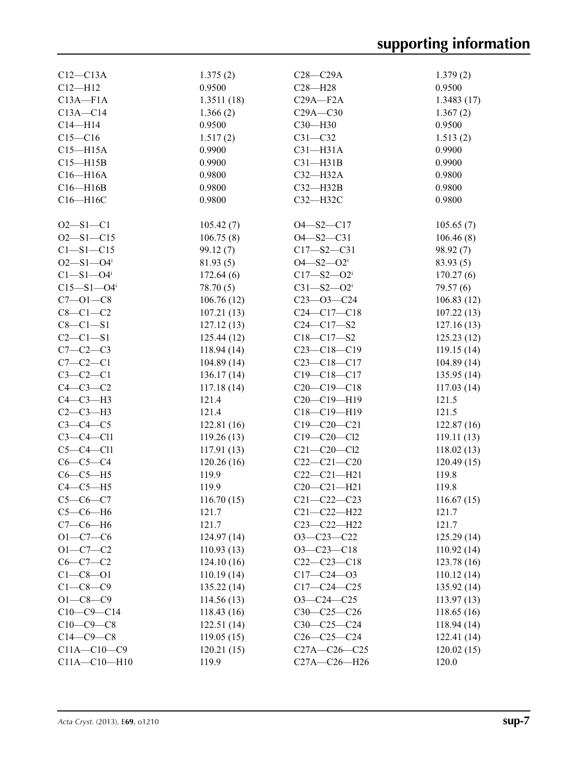| | | | |
|---|---|---|---|
| C12—C13A | 1.375 (2) | C28—C29A | 1.379 (2) |
| C12—H12 | 0.9500 | C28—H28 | 0.9500 |
| C13A—F1A | 1.3511 (18) | C29A—F2A | 1.3483 (17) |
| C13A—C14 | 1.366 (2) | C29A—C30 | 1.367 (2) |
| C14—H14 | 0.9500 | C30—H30 | 0.9500 |
| C15—C16 | 1.517 (2) | C31—C32 | 1.513 (2) |
| C15—H15A | 0.9900 | C31—H31A | 0.9900 |
| C15—H15B | 0.9900 | C31—H31B | 0.9900 |
| C16—H16A | 0.9800 | C32—H32A | 0.9800 |
| C16—H16B | 0.9800 | C32—H32B | 0.9800 |
| C16—H16C | 0.9800 | C32—H32C | 0.9800 |
| | | | |
| O2—S1—C1 | 105.42 (7) | O4—S2—C17 | 105.65 (7) |
| O2—S1—C15 | 106.75 (8) | O4—S2—C31 | 106.46 (8) |
| C1—S1—C15 | 99.12 (7) | C17—S2—C31 | 98.92 (7) |
| O2—S1—O4$^{i}$ | 81.93 (5) | O4—S2—O2$^{i}$ | 83.93 (5) |
| C1—S1—O4$^{i}$ | 172.64 (6) | C17—S2—O2$^{i}$ | 170.27 (6) |
| C15—S1—O4$^{i}$ | 78.70 (5) | C31—S2—O2$^{i}$ | 79.57 (6) |
| C7—O1—C8 | 106.76 (12) | C23—O3—C24 | 106.83 (12) |
| C8—C1—C2 | 107.21 (13) | C24—C17—C18 | 107.22 (13) |
| C8—C1—S1 | 127.12 (13) | C24—C17—S2 | 127.16 (13) |
| C2—C1—S1 | 125.44 (12) | C18—C17—S2 | 125.23 (12) |
| C7—C2—C3 | 118.94 (14) | C23—C18—C19 | 119.15 (14) |
| C7—C2—C1 | 104.89 (14) | C23—C18—C17 | 104.89 (14) |
| C3—C2—C1 | 136.17 (14) | C19—C18—C17 | 135.95 (14) |
| C4—C3—C2 | 117.18 (14) | C20—C19—C18 | 117.03 (14) |
| C4—C3—H3 | 121.4 | C20—C19—H19 | 121.5 |
| C2—C3—H3 | 121.4 | C18—C19—H19 | 121.5 |
| C3—C4—C5 | 122.81 (16) | C19—C20—C21 | 122.87 (16) |
| C3—C4—Cl1 | 119.26 (13) | C19—C20—Cl2 | 119.11 (13) |
| C5—C4—Cl1 | 117.91 (13) | C21—C20—Cl2 | 118.02 (13) |
| C6—C5—C4 | 120.26 (16) | C22—C21—C20 | 120.49 (15) |
| C6—C5—H5 | 119.9 | C22—C21—H21 | 119.8 |
| C4—C5—H5 | 119.9 | C20—C21—H21 | 119.8 |
| C5—C6—C7 | 116.70 (15) | C21—C22—C23 | 116.67 (15) |
| C5—C6—H6 | 121.7 | C21—C22—H22 | 121.7 |
| C7—C6—H6 | 121.7 | C23—C22—H22 | 121.7 |
| O1—C7—C6 | 124.97 (14) | O3—C23—C22 | 125.29 (14) |
| O1—C7—C2 | 110.93 (13) | O3—C23—C18 | 110.92 (14) |
| C6—C7—C2 | 124.10 (16) | C22—C23—C18 | 123.78 (16) |
| C1—C8—O1 | 110.19 (14) | C17—C24—O3 | 110.12 (14) |
| C1—C8—C9 | 135.22 (14) | C17—C24—C25 | 135.92 (14) |
| O1—C8—C9 | 114.56 (13) | O3—C24—C25 | 113.97 (13) |
| C10—C9—C14 | 118.43 (16) | C30—C25—C26 | 118.65 (16) |
| C10—C9—C8 | 122.51 (14) | C30—C25—C24 | 118.94 (14) |
| C14—C9—C8 | 119.05 (15) | C26—C25—C24 | 122.41 (14) |
| C11A—C10—C9 | 120.21 (15) | C27A—C26—C25 | 120.02 (15) |
| C11A—C10—H10 | 119.9 | C27A—C26—H26 | 120.0 |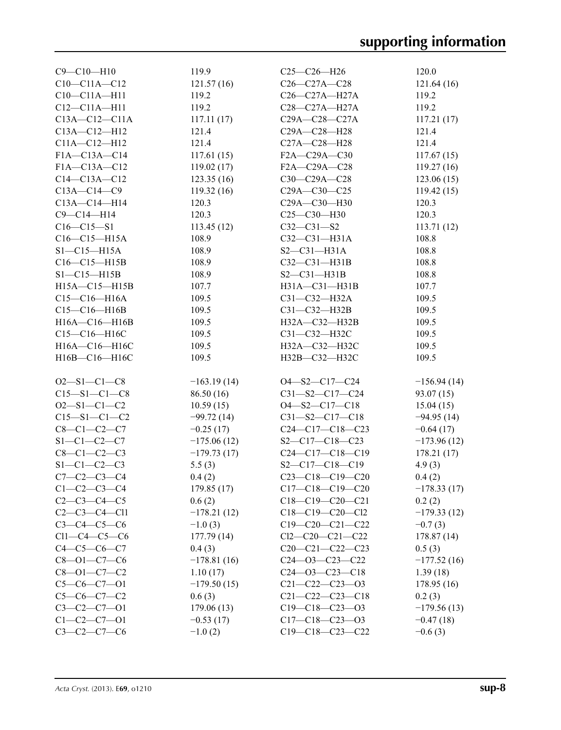| | | | |
|---|---|---|---|
| C9—C10—H10 | 119.9 | C25—C26—H26 | 120.0 |
| C10—C11A—C12 | 121.57 (16) | C26—C27A—C28 | 121.64 (16) |
| C10—C11A—H11 | 119.2 | C26—C27A—H27A | 119.2 |
| C12—C11A—H11 | 119.2 | C28—C27A—H27A | 119.2 |
| C13A—C12—C11A | 117.11 (17) | C29A—C28—C27A | 117.21 (17) |
| C13A—C12—H12 | 121.4 | C29A—C28—H28 | 121.4 |
| C11A—C12—H12 | 121.4 | C27A—C28—H28 | 121.4 |
| F1A—C13A—C14 | 117.61 (15) | F2A—C29A—C30 | 117.67 (15) |
| F1A—C13A—C12 | 119.02 (17) | F2A—C29A—C28 | 119.27 (16) |
| C14—C13A—C12 | 123.35 (16) | C30—C29A—C28 | 123.06 (15) |
| C13A—C14—C9 | 119.32 (16) | C29A—C30—C25 | 119.42 (15) |
| C13A—C14—H14 | 120.3 | C29A—C30—H30 | 120.3 |
| C9—C14—H14 | 120.3 | C25—C30—H30 | 120.3 |
| C16—C15—S1 | 113.45 (12) | C32—C31—S2 | 113.71 (12) |
| C16—C15—H15A | 108.9 | C32—C31—H31A | 108.8 |
| S1—C15—H15A | 108.9 | S2—C31—H31A | 108.8 |
| C16—C15—H15B | 108.9 | C32—C31—H31B | 108.8 |
| S1—C15—H15B | 108.9 | S2—C31—H31B | 108.8 |
| H15A—C15—H15B | 107.7 | H31A—C31—H31B | 107.7 |
| C15—C16—H16A | 109.5 | C31—C32—H32A | 109.5 |
| C15—C16—H16B | 109.5 | C31—C32—H32B | 109.5 |
| H16A—C16—H16B | 109.5 | H32A—C32—H32B | 109.5 |
| C15—C16—H16C | 109.5 | C31—C32—H32C | 109.5 |
| H16A—C16—H16C | 109.5 | H32A—C32—H32C | 109.5 |
| H16B—C16—H16C | 109.5 | H32B—C32—H32C | 109.5 |
| | | | |
| O2—S1—C1—C8 | −163.19 (14) | O4—S2—C17—C24 | −156.94 (14) |
| C15—S1—C1—C8 | 86.50 (16) | C31—S2—C17—C24 | 93.07 (15) |
| O2—S1—C1—C2 | 10.59 (15) | O4—S2—C17—C18 | 15.04 (15) |
| C15—S1—C1—C2 | −99.72 (14) | C31—S2—C17—C18 | −94.95 (14) |
| C8—C1—C2—C7 | −0.25 (17) | C24—C17—C18—C23 | −0.64 (17) |
| S1—C1—C2—C7 | −175.06 (12) | S2—C17—C18—C23 | −173.96 (12) |
| C8—C1—C2—C3 | −179.73 (17) | C24—C17—C18—C19 | 178.21 (17) |
| S1—C1—C2—C3 | 5.5 (3) | S2—C17—C18—C19 | 4.9 (3) |
| C7—C2—C3—C4 | 0.4 (2) | C23—C18—C19—C20 | 0.4 (2) |
| C1—C2—C3—C4 | 179.85 (17) | C17—C18—C19—C20 | −178.33 (17) |
| C2—C3—C4—C5 | 0.6 (2) | C18—C19—C20—C21 | 0.2 (2) |
| C2—C3—C4—Cl1 | −178.21 (12) | C18—C19—C20—Cl2 | −179.33 (12) |
| C3—C4—C5—C6 | −1.0 (3) | C19—C20—C21—C22 | −0.7 (3) |
| Cl1—C4—C5—C6 | 177.79 (14) | Cl2—C20—C21—C22 | 178.87 (14) |
| C4—C5—C6—C7 | 0.4 (3) | C20—C21—C22—C23 | 0.5 (3) |
| C8—O1—C7—C6 | −178.81 (16) | C24—O3—C23—C22 | −177.52 (16) |
| C8—O1—C7—C2 | 1.10 (17) | C24—O3—C23—C18 | 1.39 (18) |
| C5—C6—C7—O1 | −179.50 (15) | C21—C22—C23—O3 | 178.95 (16) |
| C5—C6—C7—C2 | 0.6 (3) | C21—C22—C23—C18 | 0.2 (3) |
| C3—C2—C7—O1 | 179.06 (13) | C19—C18—C23—O3 | −179.56 (13) |
| C1—C2—C7—O1 | −0.53 (17) | C17—C18—C23—O3 | −0.47 (18) |
| C3—C2—C7—C6 | −1.0 (2) | C19—C18—C23—C22 | −0.6 (3) |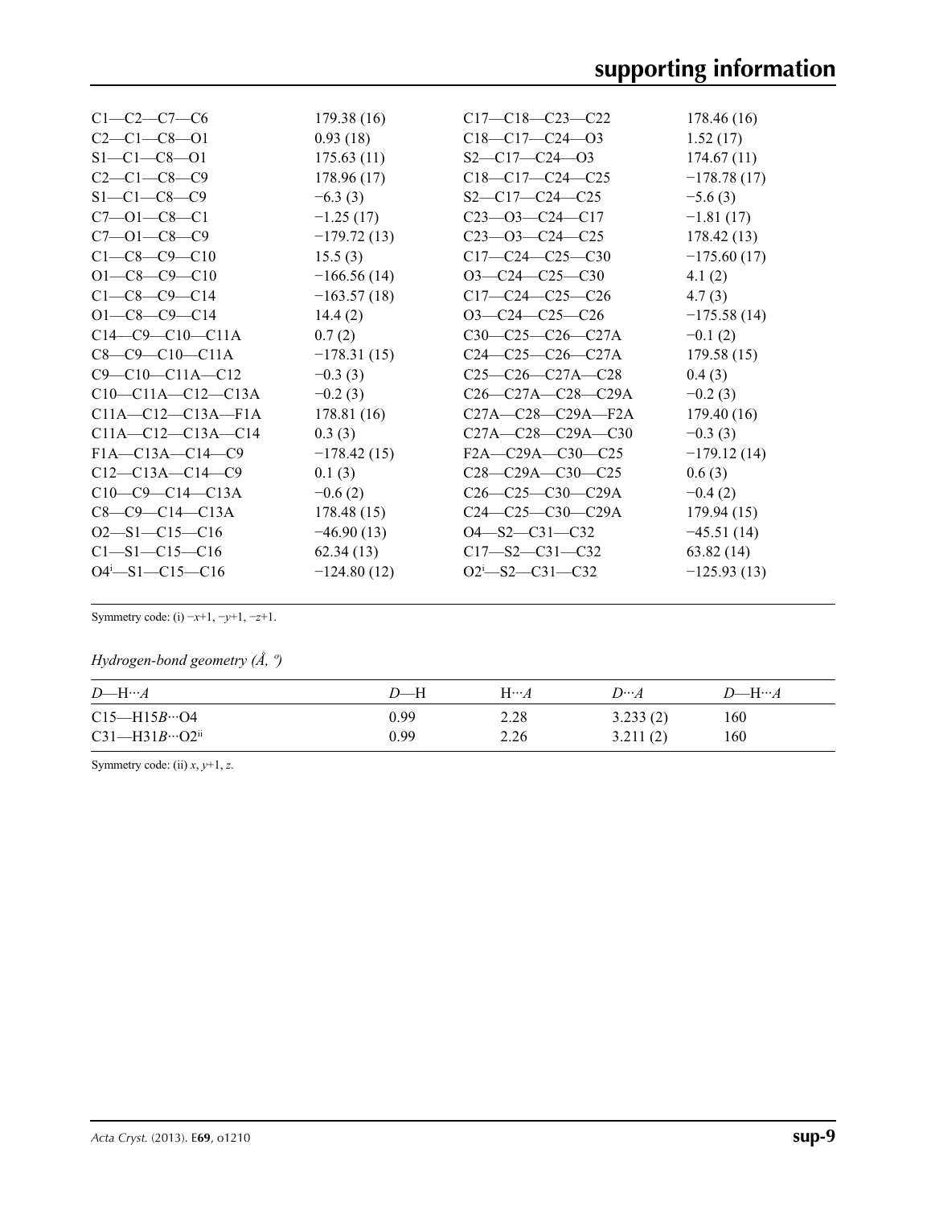| | | | |
|---|---|---|---|
| C1—C2—C7—C6 | 179.38 (16) | C17—C18—C23—C22 | 178.46 (16) |
| C2—C1—C8—O1 | 0.93 (18) | C18—C17—C24—O3 | 1.52 (17) |
| S1—C1—C8—O1 | 175.63 (11) | S2—C17—C24—O3 | 174.67 (11) |
| C2—C1—C8—C9 | 178.96 (17) | C18—C17—C24—C25 | −178.78 (17) |
| S1—C1—C8—C9 | −6.3 (3) | S2—C17—C24—C25 | −5.6 (3) |
| C7—O1—C8—C1 | −1.25 (17) | C23—O3—C24—C17 | −1.81 (17) |
| C7—O1—C8—C9 | −179.72 (13) | C23—O3—C24—C25 | 178.42 (13) |
| C1—C8—C9—C10 | 15.5 (3) | C17—C24—C25—C30 | −175.60 (17) |
| O1—C8—C9—C10 | −166.56 (14) | O3—C24—C25—C30 | 4.1 (2) |
| C1—C8—C9—C14 | −163.57 (18) | C17—C24—C25—C26 | 4.7 (3) |
| O1—C8—C9—C14 | 14.4 (2) | O3—C24—C25—C26 | −175.58 (14) |
| C14—C9—C10—C11A | 0.7 (2) | C30—C25—C26—C27A | −0.1 (2) |
| C8—C9—C10—C11A | −178.31 (15) | C24—C25—C26—C27A | 179.58 (15) |
| C9—C10—C11A—C12 | −0.3 (3) | C25—C26—C27A—C28 | 0.4 (3) |
| C10—C11A—C12—C13A | −0.2 (3) | C26—C27A—C28—C29A | −0.2 (3) |
| C11A—C12—C13A—F1A | 178.81 (16) | C27A—C28—C29A—F2A | 179.40 (16) |
| C11A—C12—C13A—C14 | 0.3 (3) | C27A—C28—C29A—C30 | −0.3 (3) |
| F1A—C13A—C14—C9 | −178.42 (15) | F2A—C29A—C30—C25 | −179.12 (14) |
| C12—C13A—C14—C9 | 0.1 (3) | C28—C29A—C30—C25 | 0.6 (3) |
| C10—C9—C14—C13A | −0.6 (2) | C26—C25—C30—C29A | −0.4 (2) |
| C8—C9—C14—C13A | 178.48 (15) | C24—C25—C30—C29A | 179.94 (15) |
| O2—S1—C15—C16 | −46.90 (13) | O4—S2—C31—C32 | −45.51 (14) |
| C1—S1—C15—C16 | 62.34 (13) | C17—S2—C31—C32 | 63.82 (14) |
| O4[i]—S1—C15—C16 | −124.80 (12) | O2[i]—S2—C31—C32 | −125.93 (13) |

Symmetry code: (i) −*x*+1, −*y*+1, −*z*+1.

*Hydrogen-bond geometry (Å, º)*

| *D*—H···*A* | *D*—H | H···*A* | *D*···*A* | *D*—H···*A* |
|---|---|---|---|---|
| C15—H15*B*···O4 | 0.99 | 2.28 | 3.233 (2) | 160 |
| C31—H31*B*···O2[ii] | 0.99 | 2.26 | 3.211 (2) | 160 |

Symmetry code: (ii) *x*, *y*+1, *z*.